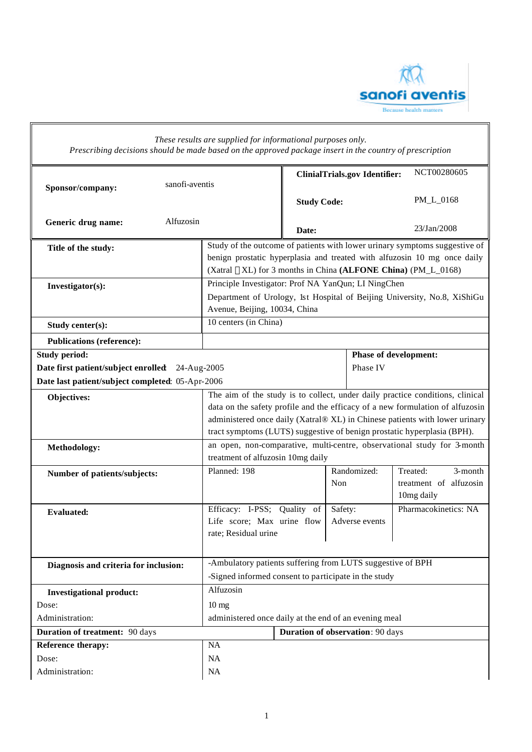*These results are supplied for informational purposes only.*
*Prescribing decisions should be made based on the approved package insert in the country of prescription*

| | | | |
|---|---|---|---|
| **Sponsor/company:** | sanofi-aventis | **ClinialTrials.gov Identifier:** | NCT00280605 |
| | | **Study Code:** | PM_L_0168 |
| **Generic drug name:** | Alfuzosin | **Date:** | 23/Jan/2008 |

| | |
|---|---|
| **Title of the study:** | Study of the outcome of patients with lower urinary symptoms suggestive of benign prostatic hyperplasia and treated with alfuzosin 10 mg once daily (Xatral XL) for 3 months in China **(ALFONE China)** (PM_L_0168) |
| **Investigator(s):** | Principle Investigator: Prof NA YanQun; LI NingChen<br>Department of Urology, 1st Hospital of Beijing University, No.8, XiShiGu Avenue, Beijing, 10034, China |
| **Study center(s):** | 10 centers (in China) |
| **Publications (reference):** | |

| | |
|---|---|
| **Study period:**<br>**Date first patient/subject enrolled**: 24-Aug-2005<br>**Date last patient/subject completed**: 05-Apr-2006 | **Phase of development:**<br>Phase IV |

| | | | |
|---|---|---|---|
| **Objectives:** | The aim of the study is to collect, under daily practice conditions, clinical data on the safety profile and the efficacy of a new formulation of alfuzosin administered once daily (Xatral® XL) in Chinese patients with lower urinary tract symptoms (LUTS) suggestive of benign prostatic hyperplasia (BPH). | | |
| **Methodology:** | an open, non-comparative, multi-centre, observational study for 3-month treatment of alfuzosin 10mg daily | | |
| **Number of patients/subjects:** | Planned: 198 | Randomized: Non | Treated: 3-month treatment of alfuzosin 10mg daily |
| **Evaluated:** | Efficacy: I-PSS; Quality of Life score; Max urine flow rate; Residual urine | Safety: Adverse events | Pharmacokinetics: NA |
| **Diagnosis and criteria for inclusion:** | -Ambulatory patients suffering from LUTS suggestive of BPH<br>-Signed informed consent to participate in the study | | |
| **Investigational product:**<br>Dose:<br>Administration: | Alfuzosin<br>10 mg<br>administered once daily at the end of an evening meal | | |

| | |
|---|---|
| **Duration of treatment:** 90 days | **Duration of observation**: 90 days |

| | |
|---|---|
| **Reference therapy:** | NA |
| Dose: | NA |
| Administration: | NA |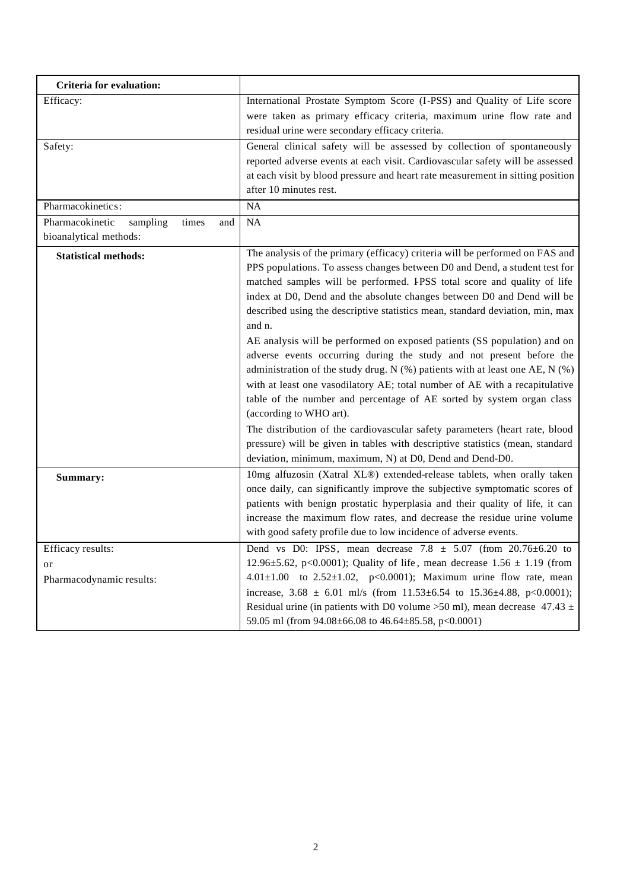| **Criteria for evaluation:** | |
|---|---|
| Efficacy: | International Prostate Symptom Score (I-PSS) and Quality of Life score were taken as primary efficacy criteria, maximum urine flow rate and residual urine were secondary efficacy criteria. |
| Safety: | General clinical safety will be assessed by collection of spontaneously reported adverse events at each visit. Cardiovascular safety will be assessed at each visit by blood pressure and heart rate measurement in sitting position after 10 minutes rest. |
| Pharmacokinetics: | NA |
| Pharmacokinetic sampling times and bioanalytical methods: | NA |
| **Statistical methods:** | The analysis of the primary (efficacy) criteria will be performed on FAS and PPS populations. To assess changes between D0 and Dend, a student test for matched samples will be performed. I-PSS total score and quality of life index at D0, Dend and the absolute changes between D0 and Dend will be described using the descriptive statistics mean, standard deviation, min, max and n.<br>AE analysis will be performed on exposed patients (SS population) and on adverse events occurring during the study and not present before the administration of the study drug. N (%) patients with at least one AE, N (%) with at least one vasodilatory AE; total number of AE with a recapitulative table of the number and percentage of AE sorted by system organ class (according to WHO art).<br>The distribution of the cardiovascular safety parameters (heart rate, blood pressure) will be given in tables with descriptive statistics (mean, standard deviation, minimum, maximum, N) at D0, Dend and Dend-D0. |
| **Summary:** | 10mg alfuzosin (Xatral XL®) extended-release tablets, when orally taken once daily, can significantly improve the subjective symptomatic scores of patients with benign prostatic hyperplasia and their quality of life, it can increase the maximum flow rates, and decrease the residue urine volume with good safety profile due to low incidence of adverse events. |
| Efficacy results:<br>or<br>Pharmacodynamic results: | Dend vs D0: IPSS, mean decrease 7.8 ± 5.07 (from 20.76±6.20 to 12.96±5.62, $p<0.0001$); Quality of life, mean decrease 1.56 ± 1.19 (from 4.01±1.00 to 2.52±1.02, $p<0.0001$); Maximum urine flow rate, mean increase, 3.68 ± 6.01 ml/s (from 11.53±6.54 to 15.36±4.88, $p<0.0001$); Residual urine (in patients with D0 volume >50 ml), mean decrease 47.43 ± 59.05 ml (from 94.08±66.08 to 46.64±85.58, $p<0.0001$) |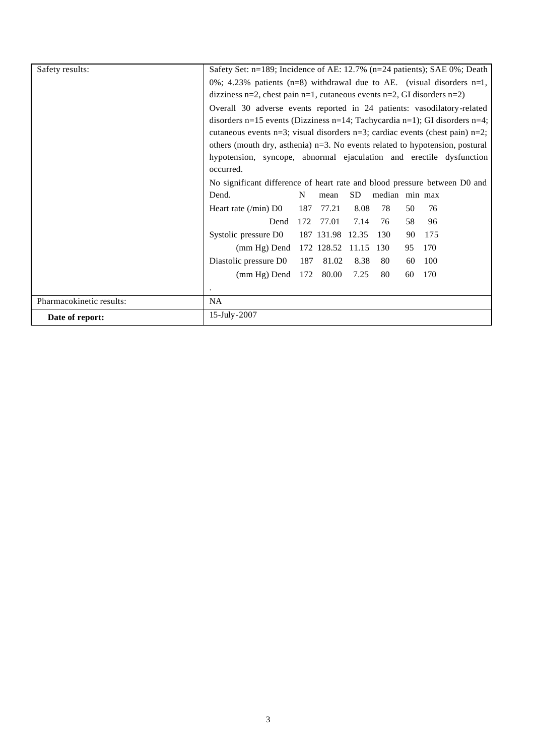| | |
|---|---|
| Safety results: | Safety Set: n=189; Incidence of AE: 12.7% (n=24 patients); SAE 0%; Death 0%; 4.23% patients (n=8) withdrawal due to AE. (visual disorders n=1, dizziness n=2, chest pain n=1, cutaneous events n=2, GI disorders n=2)<br><br>Overall 30 adverse events reported in 24 patients: vasodilatory-related disorders n=15 events (Dizziness n=14; Tachycardia n=1); GI disorders n=4; cutaneous events n=3; visual disorders n=3; cardiac events (chest pain) n=2; others (mouth dry, asthenia) n=3. No events related to hypotension, postural hypotension, syncope, abnormal ejaculation and erectile dysfunction occurred.<br><br>No significant difference of heart rate and blood pressure between D0 and Dend. |
| Pharmacokinetic results: | NA |
| **Date of report:** | 15-July-2007 |

| | | N | mean | SD | median | min | max |
|---|---|---|---|---|---|---|---|
| Heart rate (/min) | D0 | 187 | 77.21 | 8.08 | 78 | 50 | 76 |
| | Dend | 172 | 77.01 | 7.14 | 76 | 58 | 96 |
| Systolic pressure (mm Hg) | D0 | 187 | 131.98 | 12.35 | 130 | 90 | 175 |
| | Dend | 172 | 128.52 | 11.15 | 130 | 95 | 170 |
| Diastolic pressure (mm Hg) | D0 | 187 | 81.02 | 8.38 | 80 | 60 | 100 |
| | Dend | 172 | 80.00 | 7.25 | 80 | 60 | 170 |